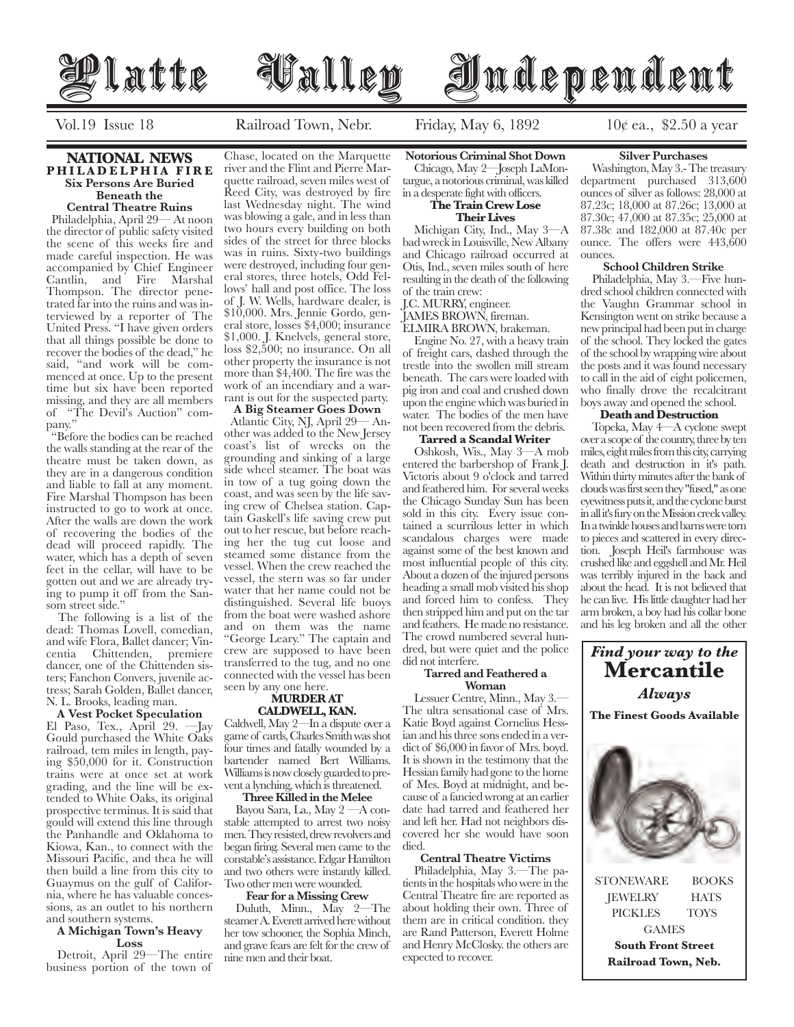# Platte Valley Independent

Vol.19 Issue 18 | Railroad Town, Nebr. | Friday, May 6, 1892 | 10¢ ea., $2.50 a year

## NATIONAL NEWS

### PHILADELPHIA FIRE

**Six Persons Are Buried Beneath the Central Theatre Ruins**

Philadelphia, April 29— At noon the director of public safety visited the scene of this weeks fire and made careful inspection. He was accompanied by Chief Engineer Cantlin, and Fire Marshal Thompson. The director penetrated far into the ruins and was interviewed by a reporter of The United Press. "I have given orders that all things possible be done to recover the bodies of the dead," he said, "and work will be commenced at once. Up to the present time but six have been reported missing, and they are all members of "The Devil's Auction" company."

"Before the bodies can be reached the walls standing at the rear of the theatre must be taken down, as they are in a dangerous condition and liable to fall at any moment. Fire Marshal Thompson has been instructed to go to work at once. After the walls are down the work of recovering the bodies of the dead will proceed rapidly. The water, which has a depth of seven feet in the cellar, will have to be gotten out and we are already trying to pump it off from the Sansom street side."

The following is a list of the dead: Thomas Lovell, comedian, and wife Flora, Ballet dancer; Vincentia Chittenden, premiere dancer, one of the Chittenden sisters; Fanchon Convers, juvenile actress; Sarah Golden, Ballet dancer, N. L. Brooks, leading man.

### A Vest Pocket Speculation

El Paso, Tex., April 29. —Jay Gould purchased the White Oaks railroad, tem miles in length, paying $50,000 for it. Construction trains were at once set at work grading, and the line will be extended to White Oaks, its original prospective terminus. It is said that gould will extend this line through the Panhandle and Oklahoma to Kiowa, Kan., to connect with the Missouri Pacific, and thea he will then build a line from this city to Guaymus on the gulf of California, where he has valuable concessions, as an outlet to his northern and southern systems.

### A Michigan Town's Heavy Loss

Detroit, April 29—The entire business portion of the town of Chase, located on the Marquette river and the Flint and Pierre Marquette railroad, seven miles west of Reed City, was destroyed by fire last Wednesday night. The wind was blowing a gale, and in less than two hours every building on both sides of the street for three blocks was in ruins. Sixty-two buildings were destroyed, including four general stores, three hotels, Odd Fellows' hall and post office. The loss of J. W. Wells, hardware dealer, is $10,000. Mrs. Jennie Gordo, general store, losses $4,000; insurance $1,000. J. Knelvels, general store, loss $2,500; no insurance. On all other property the insurance is not more than $4,400. The fire was the work of an incendiary and a warrant is out for the suspected party.

### A Big Steamer Goes Down

Atlantic City, NJ, April 29— Another was added to the New Jersey coast's list of wrecks on the grounding and sinking of a large side wheel steamer. The boat was in tow of a tug going down the coast, and was seen by the life saving crew of Chelsea station. Captain Gaskell's life saving crew put out to her rescue, but before reaching her the tug cut loose and steamed some distance from the vessel. When the crew reached the vessel, the stern was so far under water that her name could not be distinguished. Several life buoys from the boat were washed ashore and on them was the name "George Leary." The captain and crew are supposed to have been transferred to the tug, and no one connected with the vessel has been seen by any one here.

### MURDER AT CALDWELL, KAN.

Caldwell, May 2—In a dispute over a game of cards, Charles Smith was shot four times and fatally wounded by a bartender named Bert Williams. Williams is now closely guarded to prevent a lynching, which is threatened.

### Three Killed in the Melee

Bayou Sara, La., May 2 —A constable attempted to arrest two noisy men. They resisted, drew revolvers and began firing. Several men came to the constable's assistance. Edgar Hamilton and two others were instantly killed. Two other men were wounded.

### Fear for a Missing Crew

Duluth, Minn., May 2—The steamer A. Everett arrived here without her tow schooner, the Sophia Minch, and grave fears are felt for the crew of nine men and their boat.

### Notorious Criminal Shot Down

Chicago, May 2—Joseph LaMontargue, a notorious criminal, was killed in a desperate fight with officers.

### The Train Crew Lose Their Lives

Michigan City, Ind., May 3—A bad wreck in Louisville, New Albany and Chicago railroad occurred at Otis, Ind., seven miles south of here resulting in the death of the following of the train crew:

J.C. MURRY, engineer.
JAMES BROWN, fireman.
ELMIRA BROWN, brakeman.

Engine No. 27, with a heavy train of freight cars, dashed through the trestle into the swollen mill stream beneath. The cars were loaded with pig iron and coal and crushed down upon the engine which was buried in water. The bodies of the men have not been recovered from the debris.

### Tarred a Scandal Writer

Oshkosh, Wis., May 3—A mob entered the barbershop of Frank J. Victoris about 9 o'clock and tarred and feathered him. For several weeks the Chicago Sunday Sun has been sold in this city. Every issue contained a scurrilous letter in which scandalous charges were made against some of the best known and most influential people of this city. About a dozen of the injured persons heading a small mob visited his shop and forced him to confess. They then stripped him and put on the tar and feathers. He made no resistance. The crowd numbered several hundred, but were quiet and the police did not interfere.

### Tarred and Feathered a Woman

Lessuer Centre, Minn., May 3.— The ultra sensational case of Mrs. Katie Boyd against Cornelius Hessian and his three sons ended in a verdict of $6,000 in favor of Mrs. boyd. It is shown in the testimony that the Hessian family had gone to the home of Mes. Boyd at midnight, and because of a fancied wrong at an earlier date had tarred and feathered her and left her. Had not neighbors discovered her she would have soon died.

### Central Theatre Victims

Philadelphia, May 3.—The patients in the hospitals who were in the Central Theatre fire are reported as about holding their own. Three of them are in critical condition. they are Rand Patterson, Everett Holme and Henry McClosky. the others are expected to recover.

### Silver Purchases

Washington, May 3.- The treasury department purchased 313,600 ounces of silver as follows: 28,000 at 87.23c; 18,000 at 87.26c; 13,000 at 87.30c; 47,000 at 87.35c; 25,000 at 87.38c and 182,000 at 87.40c per ounce. The offers were 443,600 ounces.

### School Children Strike

Philadelphia, May 3.—Five hundred school children connected with the Vaughn Grammar school in Kensington went on strike because a new principal had been put in charge of the school. They locked the gates of the school by wrapping wire about the posts and it was found necessary to call in the aid of eight policemen, who finally drove the recalcitrant boys away and opened the school.

### Death and Destruction

Topeka, May 4—A cyclone swept over a scope of the country, three by ten miles, eight miles from this city, carrying death and destruction in it's path. Within thirty minutes after the bank of clouds was first seen they "fused," as one eyewitness puts it, and the cyclone burst in all it's fury on the Mission creek valley. In a twinkle houses and barns were torn to pieces and scattered in every direction. Joseph Heil's farmhouse was crushed like and eggshell and Mr. Heil was terribly injured in the back and about the head. It is not believed that he can live. His little daughter had her arm broken, a boy had his collar bone and his leg broken and all the other

---

***Find your way to the***
**Mercantile**
***Always***

**The Finest Goods Available**

STONEWARE | BOOKS
JEWELRY | HATS
PICKLES | TOYS
GAMES

**South Front Street**
**Railroad Town, Neb.**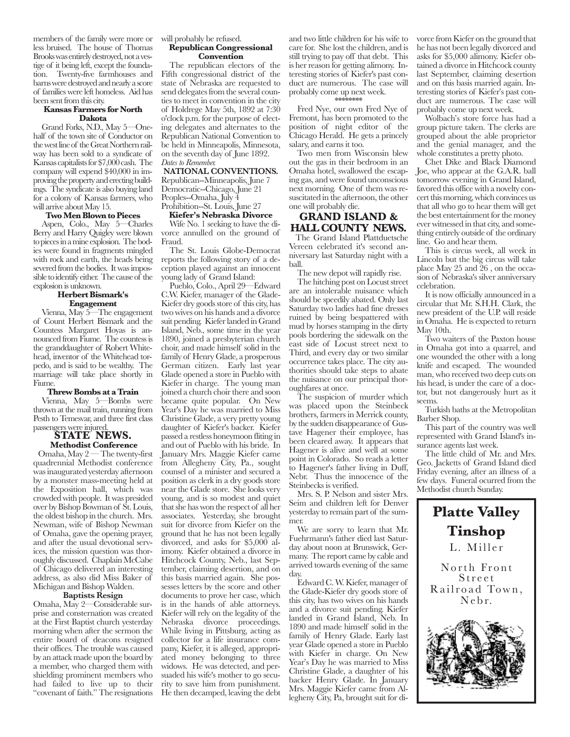members of the family were more or less bruised. The house of Thomas Brooks was entirely destroyed, not a vestige of it being left, except the foundation. Twenty-five farmhouses and barns were destroyed and nearly a score of families were left homeless. Aid has been sent from this city.

**Kansas Farmers for North Dakota**

Grand Forks, N.D., May 5—One-half of the town site of Conductor on the west line of the Great Northern railway has been sold to a syndicate of Kansas capitalists for $7,000 cash. The company will expend $40,000 in improving the property and erecting buildings. The syndicate is also buying land for a colony of Kansas farmers, who will arrive about May 15.

**Two Men Blown to Pieces**

Aspen, Colo., May 5—Charles Berry and Harry Quigley were blown to pieces in a mine explosion. The bodies were found in fragments mingled with rock and earth, the heads being severed from the bodies. It was impossible to identify either. The cause of the explosion is unknown.

**Herbert Bismark's Engagement**

Vienna, May 5—The engagement of Count Herbert Bismark and the Countess Margaret Hoyas is announced from Fiume. The countess is the granddaughter of Robert Whitehead, inventor of the Whitehead torpedo, and is said to be wealthy. The marriage will take place shortly in Fiume.

**Threw Bombs at a Train**

Vienna, May 5—Bombs were thrown at the mail train, running from Pesth to Temesvar, and three first class passengers were injured.

## STATE NEWS.

**Methodist Conference**

Omaha, May 2 — The twenty-first quadrennial Methodist conference was inaugurated yesterday afternoon by a monster mass-meeting held at the Exposition hall, which was crowded with people. It was presided over by Bishop Bowman of St. Louis, the oldest bishop in the church. Mrs. Newman, wife of Bishop Newman of Omaha, gave the opening prayer, and after the usual devotional services, the mission question was thoroughly discussed. Chaplain McCabe of Chicago delivered an interesting address, as also did Miss Baker of Michigan and Bishop Walden.

**Baptists Resign**

Omaha, May 2—Considerable surprise and consternation was created at the First Baptist church yesterday morning when after the sermon the entire board of deacons resigned their offices. The trouble was caused by an attack made upon the board by a member, who charged them with shielding prominent members who had failed to live up to their "covenant of faith." The resignations will probably be refused.

**Republican Congressional Convention**

The republican electors of the Fifth congressional district of the state of Nebraska are requested to send delegates from the several counties to meet in convention in the city of Holdrege May 5th, 1892 at 7:30 o'clock p.m. for the purpose of electing delegates and alternates to the Republican National Convention to be held in Minneapolis, Minnesota, on the seventh day of June 1892.

*Dates to Remember.*

**NATIONAL CONVENTIONS.**

Republican--Minneapolis, June 7
Democratic--Chicago, June 21
Peoples--Omaha, July 4
Prohibition--St. Louis, June 27

**Kiefer's Nebraska Divorce**

Wife No. 1 seeking to have the divorce annulled on the ground of Fraud.

The St. Louis Globe-Democrat reports the following story of a deception played against an innocent young lady of Grand Island:

Pueblo, Colo., April 29—Edward C.W. Kiefer, manager of the Glade-Kiefer dry goods store of this city, has two wives on his hands and a divorce suit pending. Kiefer landed in Grand Island, Neb., some time in the year 1890, joined a presbyterian church choir, and made himself solid in the family of Henry Glade, a prosperous German citizen. Early last year Glade opened a store in Pueblo with Kiefer in charge. The young man joined a church choir there and soon became quite popular. On New Year's Day he was married to Miss Christine Glade, a very pretty young daughter of Kiefer's backer. Kiefer passed a restless honeymoon fliting in and out of Pueblo with his bride. In January Mrs. Maggie Kiefer came from Allegheny City, Pa., sought counsel of a minister and secured a position as clerk in a dry goods store near the Glade store. She looks very young, and is so modest and quiet that she has won the respect of all her associates. Yesterday, she brought suit for divorce from Kiefer on the ground that he has not been legally divorced, and asks for $5,000 alimony. Kiefer obtained a divorce in Hitchcock County, Neb., last September, claiming desertion, and on this basis married again. She possesses letters by the score and other documents to prove her case, which is in the hands of able attorneys. Kiefer will rely on the legality of the Nebraska divorce proceedings. While living in Pittsburg, acting as collector for a life insurance company, Kiefer, it is alleged, appropriated money belonging to three widows. He was detected, and persuaded his wife's mother to go security to save him from punishment. He then decamped, leaving the debt and two little children for his wife to care for. She lost the children, and is still trying to pay off that debt. This is her reason for getting alimony. Interesting stories of Kiefer's past conduct are numerous. The case will probably come up next week.

\*\*\*\*\*\*\*\*

Fred Nye, our own Fred Nye of Fremont, has been promoted to the position of night editor of the Chicago Herald. He gets a princely salary, and earns it too.

Two men from Wisconsin blew out the gas in their bedroom in an Omaha hotel, swallowed the escaping gas, and were found unconscious next morning. One of them was resuscitated in the afternoon, the other one will probably die.

## GRAND ISLAND & HALL COUNTY NEWS.

The Grand Island Plattduetsche Vereen celebrated it's second anniversary last Saturday night with a ball.

The new depot will rapidly rise.

The hitching post on Locust street are an intolerable nuisance which should be speedily abated. Only last Saturday two ladies had fine dresses ruined by being bespattered with mud by horses stamping in the dirty pools bordering the sidewalk on the east side of Locust street next to Third, and every day or two similar occurrence takes place. The city authorities should take steps to abate the nuisance on our principal thoroughfares at once.

The suspicion of murder which was placed upon the Steinbeck brothers, farmers in Merrick county, by the sudden disappearance of Gustave Hagener their employee, has been cleared away. It appears that Hagener is alive and well at some point in Colorado. So reads a letter to Hagener's father living in Duff, Nebr. Thus the innocence of the Steinbecks is verified.

Mrs. S. P. Nelson and sister Mrs. Seim and children left for Denver yesterday to remain part of the summer.

We are sorry to learn that Mr. Fuehrmann's father died last Saturday about noon at Brunswick, Germany. The report came by cable and arrived towards evening of the same day.

Edward C. W. Kiefer, manager of the Glade-Kiefer dry goods store of this city, has two wives on his hands and a divorce suit pending. Kiefer landed in Grand Island, Neb. In 1890 and made himself solid in the family of Henry Glade. Early last year Glade opened a store in Pueblo with Kiefer in charge. On New Year's Day he was married to Miss Christine Glade, a daughter of his backer Henry Glade. In January Mrs. Maggie Kiefer came from Allegheny City, Pa, brought suit for divorce from Kiefer on the ground that he has not been legally divorced and asks for $5,000 alimony. Kiefer obtained a divorce in Hitchcock county last September, claiming desertion and on this basis married again. Interesting stories of Kiefer's past conduct are numerous. The case will probably come up next week.

Wolbach's store force has had a group picture taken. The clerks are grouped about the able proprietor and the genial manager, and the whole constitutes a pretty photo.

Chet Dike and Black Diamond Joe, who appear at the G.A.R. ball tomorrow evening in Grand Island, favored this office with a novelty concert this morning, which convinces us that all who go to hear them will get the best entertainment for the money ever witnessed in that city, and something entirely outside of the ordinary line. Go and hear them.

This is circus week, all week in Lincoln but the big circus will take place May 25 and 26 , on the occasion of Nebraska's silver anniversary celebration.

It is now officially announced in a circular that Mr. S.H.H. Clark, the new president of the U.P. will reside in Omaha. He is expected to return May 10th.

Two waiters of the Paxton house in Omaha got into a quarrel, and one wounded the other with a long knife and escaped. The wounded man, who received two deep cuts on his head, is under the care of a doctor, but not dangerously hurt as it seems.

Turkish baths at the Metropolitan Barber Shop.

This part of the country was well represented with Grand Island's insurance agents last week.

The little child of Mr. and Mrs. Geo. Jacketts of Grand Island died Friday evening, after an illness of a few days. Funeral ocurred from the Methodist church Sunday.

**Platte Valley Tinshop**

L. Miller

North Front Street
Railroad Town, Nebr.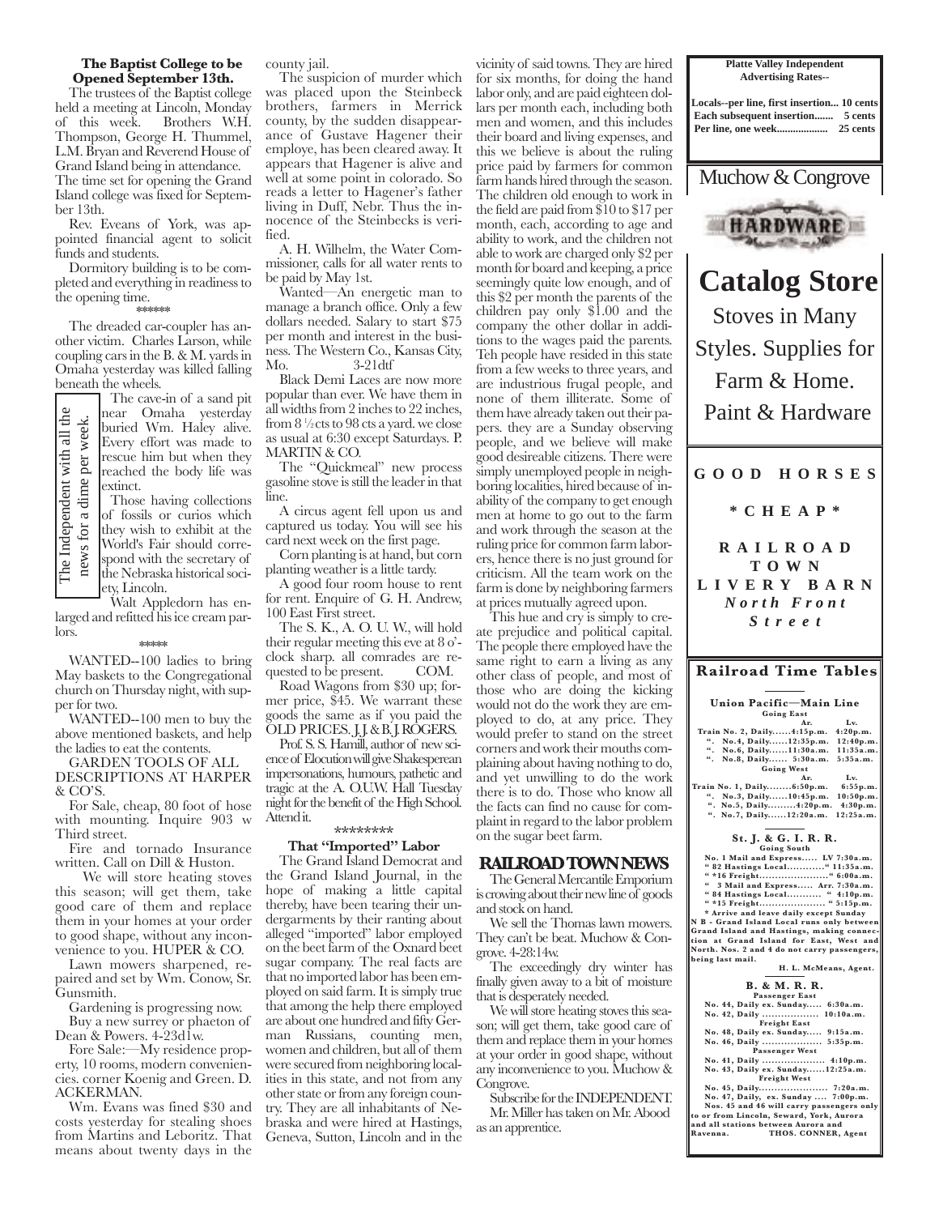**The Baptist College to be Opened September 13th.**

The trustees of the Baptist college held a meeting at Lincoln, Monday of this week. Brothers W.H. Thompson, George H. Thummel, L.M. Bryan and Reverend House of Grand Island being in attendance. The time set for opening the Grand Island college was fixed for September 13th.

Rev. Eveans of York, was appointed financial agent to solicit funds and students.

Dormitory building is to be completed and everything in readiness to the opening time.

\*\*\*\*\*

The dreaded car-coupler has another victim. Charles Larson, while coupling cars in the B. & M. yards in Omaha yesterday was killed falling beneath the wheels.

The Independent with all the news for a dime per week.

The cave-in of a sand pit near Omaha yesterday buried Wm. Haley alive. Every effort was made to rescue him but when they reached the body life was extinct.

Those having collections of fossils or curios which they wish to exhibit at the World's Fair should correspond with the secretary of the Nebraska historical society, Lincoln.

Walt Appledorn has enlarged and refitted his ice cream parlors.

\*\*\*\*

WANTED--100 ladies to bring May baskets to the Congregational church on Thursday night, with supper for two.

WANTED--100 men to buy the above mentioned baskets, and help the ladies to eat the contents.

GARDEN TOOLS OF ALL DESCRIPTIONS AT HARPER & CO'S.

For Sale, cheap, 80 foot of hose with mounting. Inquire 903 w Third street.

Fire and tornado Insurance written. Call on Dill & Huston.

We will store heating stoves this season; will get them, take good care of them and replace them in your homes at your order to good shape, without any inconvenience to you. HUPER & CO.

Lawn mowers sharpened, repaired and set by Wm. Conow, Sr. Gunsmith.

Gardening is progressing now.

Buy a new surrey or phaeton of Dean & Powers. 4-23d1w.

Fore Sale:—My residence property, 10 rooms, modern conveniencies. corner Koenig and Green. D. ACKERMAN.

Wm. Evans was fined $30 and costs yesterday for stealing shoes from Martins and Leboritz. That means about twenty days in the county jail.

The suspicion of murder which was placed upon the Steinbeck brothers, farmers in Merrick county, by the sudden disappearance of Gustave Hagener their employe, has been cleared away. It appears that Hagener is alive and well at some point in colorado. So reads a letter to Hagener's father living in Duff, Nebr. Thus the innocence of the Steinbecks is verified.

A. H. Wilhelm, the Water Commissioner, calls for all water rents to be paid by May 1st.

Wanted—An energetic man to manage a branch office. Only a few dollars needed. Salary to start $75 per month and interest in the business. The Western Co., Kansas City, Mo. 3-21dtf

Black Demi Laces are now more popular than ever. We have them in all widths from 2 inches to 22 inches, from 8 ½ cts to 98 cts a yard. we close as usual at 6:30 except Saturdays. P. MARTIN & CO.

The "Quickmeal" new process gasoline stove is still the leader in that line.

A circus agent fell upon us and captured us today. You will see his card next week on the first page.

Corn planting is at hand, but corn planting weather is a little tardy.

A good four room house to rent for rent. Enquire of G. H. Andrew, 100 East First street.

The S. K., A. O. U. W., will hold their regular meeting this eve at 8 o'clock sharp. all comrades are requested to be present. COM.

Road Wagons from $30 up; former price, $45. We warrant these goods the same as if you paid the OLD PRICES. J.J. & B.J. ROGERS.

Prof. S. S. Hamill, author of new science of Elocution will give Shakesperean impersonations, humours, pathetic and tragic at the A. O.U.W. Hall Tuesday night for the benefit of the High School. Attend it.

\*\*\*\*\*\*\*\*

### That "Imported" Labor

The Grand Island Democrat and the Grand Island Journal, in the hope of making a little capital thereby, have been tearing their undergarments by their ranting about alleged "imported" labor employed on the beet farm of the Oxnard beet sugar company. The real facts are that no imported labor has been employed on said farm. It is simply true that among the help there employed are about one hundred and fifty German Russians, counting men, women and children, but all of them were secured from neighboring localities in this state, and not from any other state or from any foreign country. They are all inhabitants of Nebraska and were hired at Hastings, Geneva, Sutton, Lincoln and in the vicinity of said towns. They are hired for six months, for doing the hand labor only, and are paid eighteen dollars per month each, including both men and women, and this includes their board and living expenses, and this we believe is about the ruling price paid by farmers for common farm hands hired through the season. The children old enough to work in the field are paid from $10 to $17 per month, each, according to age and ability to work, and the children not able to work are charged only $2 per month for board and keeping, a price seemingly quite low enough, and of this $2 per month the parents of the children pay only $1.00 and the company the other dollar in additions to the wages paid the parents. Teh people have resided in this state from a few weeks to three years, and are industrious frugal people, and none of them illiterate. Some of them have already taken out their papers. they are a Sunday observing people, and we believe will make good desireable citizens. There were simply unemployed people in neighboring localities, hired because of inability of the company to get enough men at home to go out to the farm and work through the season at the ruling price for common farm laborers, hence there is no just ground for criticism. All the team work on the farm is done by neighboring farmers at prices mutually agreed upon.

This hue and cry is simply to create prejudice and political capital. The people there employed have the same right to earn a living as any other class of people, and most of those who are doing the kicking would not do the work they are employed to do, at any price. They would prefer to stand on the street corners and work their mouths complaining about having nothing to do, and yet unwilling to do the work there is to do. Those who know all the facts can find no cause for complaint in regard to the labor problem on the sugar beet farm.

## RAILROAD TOWN NEWS

The General Mercantile Emporium is crowing about their new line of goods and stock on hand.

We sell the Thomas lawn mowers. They can't be beat. Muchow & Congrove. 4-28:14w.

The exceedingly dry winter has finally given away to a bit of moisture that is desperately needed.

We will store heating stoves this season; will get them, take good care of them and replace them in your homes at your order in good shape, without any inconvenience to you. Muchow & Congrove.

Subscribe for the INDEPENDENT.

Mr. Miller has taken on Mr. Abood as an apprentice.

---

**Platte Valley Independent Advertising Rates--**

**Locals--per line, first insertion... 10 cents**
**Each subsequent insertion....... 5 cents**
**Per line, one week.................. 25 cents**

---

Muchow & Congrove

HARDWARE

# Catalog Store

Stoves in Many Styles. Supplies for Farm & Home. Paint & Hardware

---

**GOOD HORSES**

**\* CHEAP \***

**RAILROAD TOWN LIVERY BARN**

***North Front Street***

---

## Railroad Time Tables

**Union Pacific—Main Line**

**Going East**

| | Ar. | Lv. |
|---|---|---|
| Train No. 2, Daily | 4:15p.m. | 4:20p.m. |
| " No.4, Daily | 12:35p.m. | 12:40p.m. |
| " No.6, Daily | 11:30a.m. | 11:35a.m. |
| " No.8, Daily | 5:30a.m. | 5:35a.m. |

**Going West**

| | Ar. | Lv. |
|---|---|---|
| Train No. 1, Daily | 6:50p.m. | 6:55p.m. |
| " No.3, Daily | 10:45p.m. | 10:50p.m. |
| " No.5, Daily | 4:20p.m. | 4:30p.m. |
| " No.7, Daily | 12:20a.m. | 12:25a.m. |

**St. J. & G. I. R. R.**

**Going South**

No. 1 Mail and Express..... LV 7:30a.m.
" 82 Hastings Local............" 11:35a.m.
" \*16 Freight........................" 6:00a.m.
" 3 Mail and Express..... Arr. 7:30a.m.
" 84 Hastings Local........... " 4:10p.m.
" \*15 Freight........................ " 5:15p.m.

\* Arrive and leave daily except Sunday

N B - Grand Island Local runs only between Grand Island and Hastings, making connection at Grand Island for East, West and North. Nos. 2 and 4 do not carry passengers, being last mail.

H. L. McMeans, Agent.

**B. & M. R. R.**

**Passenger East**

No. 44, Daily ex. Sunday..... 6:30a.m.
No. 42, Daily .................. 10:10a.m.

**Freight East**

No. 48, Daily ex. Sunday..... 9:15a.m.
No. 46, Daily .................. 5:35p.m.

**Passenger West**

No. 41, Daily .................... 4:10p.m.
No. 43, Daily ex. Sunday......12:25a.m.

**Freight West**

No. 45, Daily........................ 7:20a.m.
No. 47, Daily, ex. Sunday .... 7:00p.m.

Nos. 45 and 46 will carry passengers only to or from Lincoln, Seward, York, Aurora and all stations between Aurora and Ravenna.

THOS. CONNER, Agent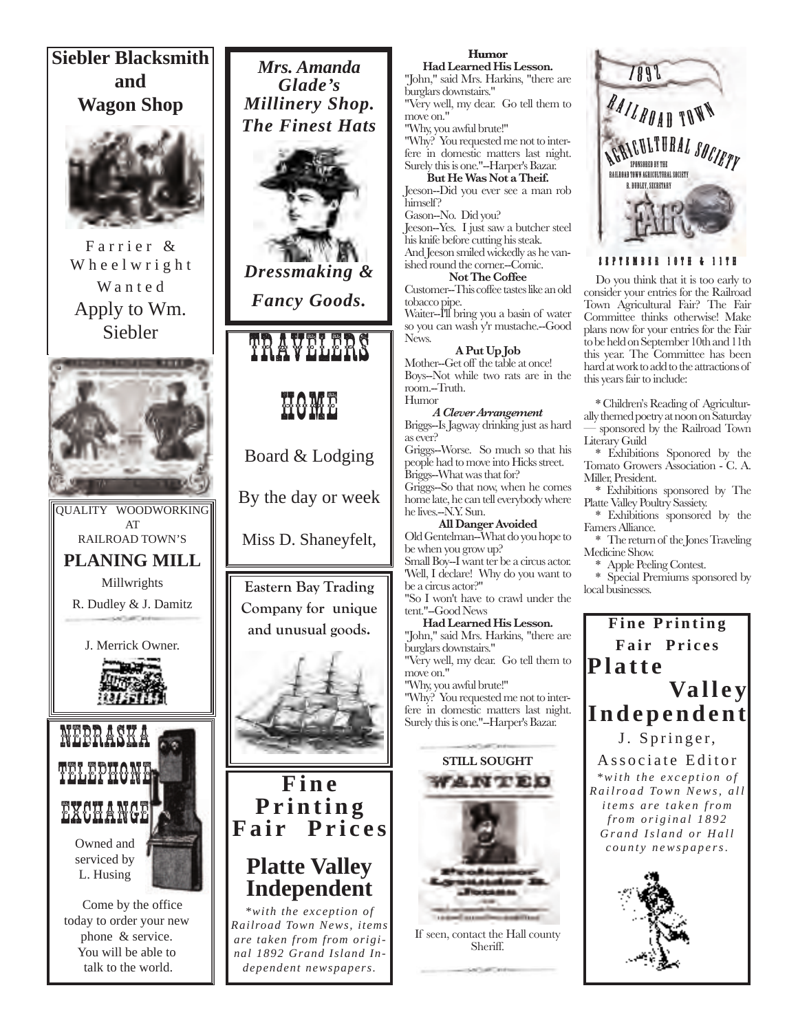## Siebler Blacksmith and Wagon Shop

Farrier & Wheelwright Wanted

Apply to Wm. Siebler

QUALITY WOODWORKING AT RAILROAD TOWN'S

**PLANING MILL**

Millwrights

R. Dudley & J. Damitz

J. Merrick Owner.

## NEBRASKA TELEPHONE EXCHANGE

Owned and serviced by L. Husing

Come by the office today to order your new phone & service. You will be able to talk to the world.

***Mrs. Amanda Glade's Millinery Shop. The Finest Hats***

***Dressmaking & Fancy Goods.***

## TRAVELERS HOME

Board & Lodging

By the day or week

Miss D. Shaneyfelt,

**Eastern Bay Trading Company for unique and unusual goods.**

**Fine Printing Fair Prices**

**Platte Valley Independent**

*\*with the exception of Railroad Town News, items are taken from from original 1892 Grand Island Independent newspapers.*

**Humor**

**Had Learned His Lesson.**

"John," said Mrs. Harkins, "there are burglars downstairs."

"Very well, my dear. Go tell them to move on."

"Why, you awful brute!"

"Why? You requested me not to interfere in domestic matters last night. Surely this is one."--Harper's Bazar.

**But He Was Not a Theif.**

Jeeson--Did you ever see a man rob himself?

Gason--No. Did you?

Jeeson--Yes. I just saw a butcher steel his knife before cutting his steak.

And Jeeson smiled wickedly as he vanished round the corner.--Comic.

**Not The Coffee**

Customer--This coffee tastes like an old tobacco pipe.

Waiter--I'll bring you a basin of water so you can wash y'r mustache.--Good News.

**A Put Up Job**

Mother--Get off the table at once!

Boys--Not while two rats are in the room.--Truth.

Humor

***A Clever Arrangement***

Briggs--Is Jagway drinking just as hard as ever?

Griggs--Worse. So much so that his people had to move into Hicks street.

Briggs--What was that for?

Griggs--So that now, when he comes home late, he can tell everybody where he lives.--N.Y. Sun.

**All Danger Avoided**

Old Gentelman--What do you hope to be when you grow up?

Small Boy--I want ter be a circus actor.

'Well, I declare! Why do you want to be a circus actor?"

"So I won't have to crawl under the tent."--Good News

**Had Learned His Lesson.**

"John," said Mrs. Harkins, "there are burglars downstairs."

"Very well, my dear. Go tell them to move on."

"Why, you awful brute!"

"Why? You requested me not to interfere in domestic matters last night. Surely this is one."--Harper's Bazar.

**STILL SOUGHT**

WANTED

If seen, contact the Hall county Sheriff.

1892 RAILROAD TOWN AGRICULTURAL SOCIETY

SPONSORED BY THE RAILROAD TOWN AGRICULTURAL SOCIETY

R. DUDLEY, SECRETARY

FAIR

SEPTEMBER 10TH & 11TH

Do you think that it is too early to consider your entries for the Railroad Town Agricultural Fair? The Fair Committee thinks otherwise! Make plans now for your entries for the Fair to be held on September 10th and 11th this year. The Committee has been hard at work to add to the attractions of this years fair to include:

\* Children's Reading of Agriculturally themed poetry at noon on Saturday — sponsored by the Railroad Town Literary Guild

\* Exhibitions Sponored by the Tomato Growers Association - C. A. Miller, President.

\* Exhibitions sponsored by The Platte Valley Poultry Sassiety.

\* Exhibitions sponsored by the Famers Alliance.

\* The return of the Jones Traveling Medicine Show.

\* Apple Peeling Contest.

\* Special Premiums sponsored by local businesses.

**Fine Printing Fair Prices**

**Platte Valley Independent**

J. Springer, Associate Editor

*\*with the exception of Railroad Town News, all items are taken from from original 1892 Grand Island or Hall county newspapers.*